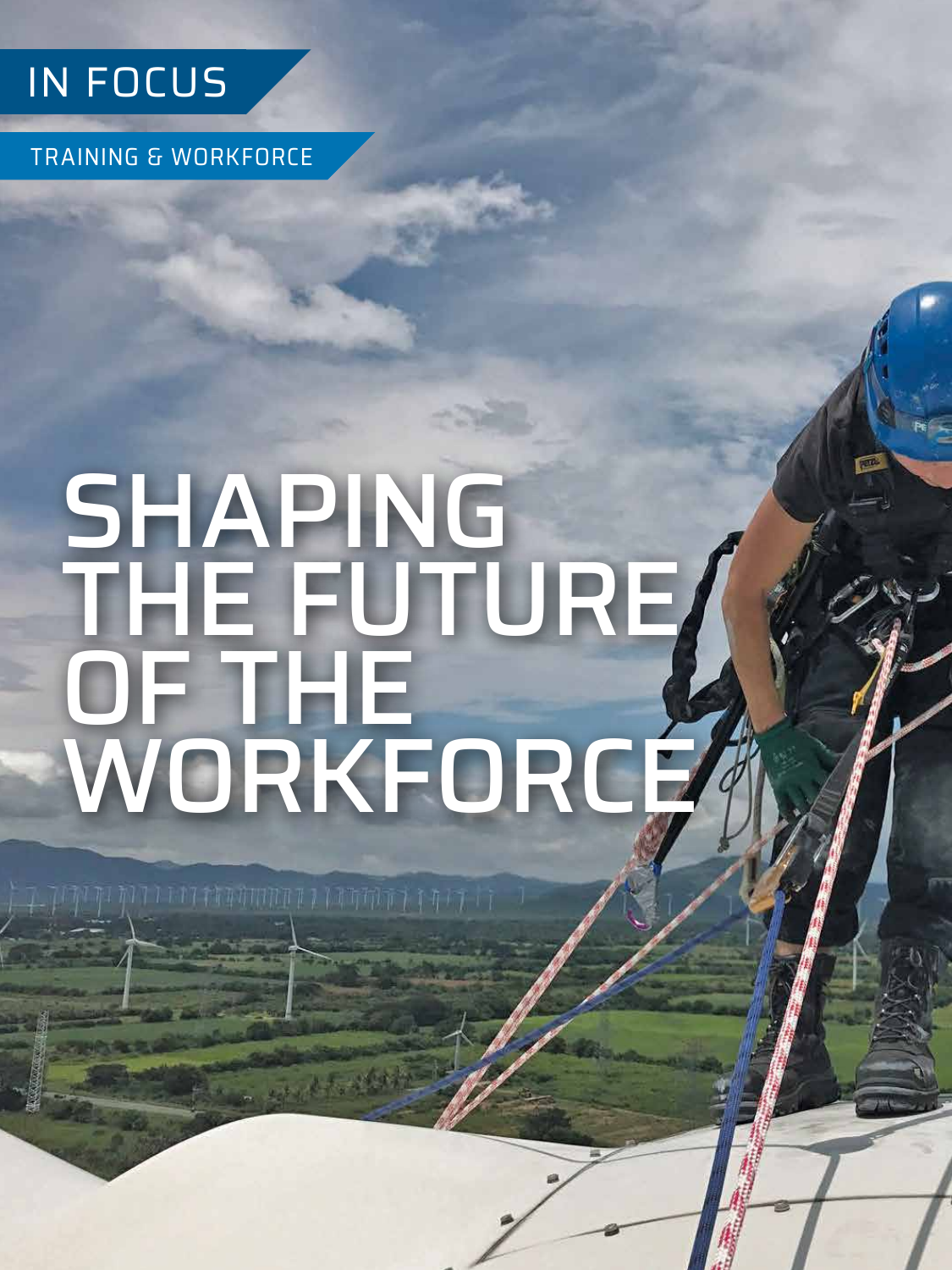IN FOCUS

TRAINING & WORKFORCE

# SHAPING THE FUTURE OF THE WORKFORCE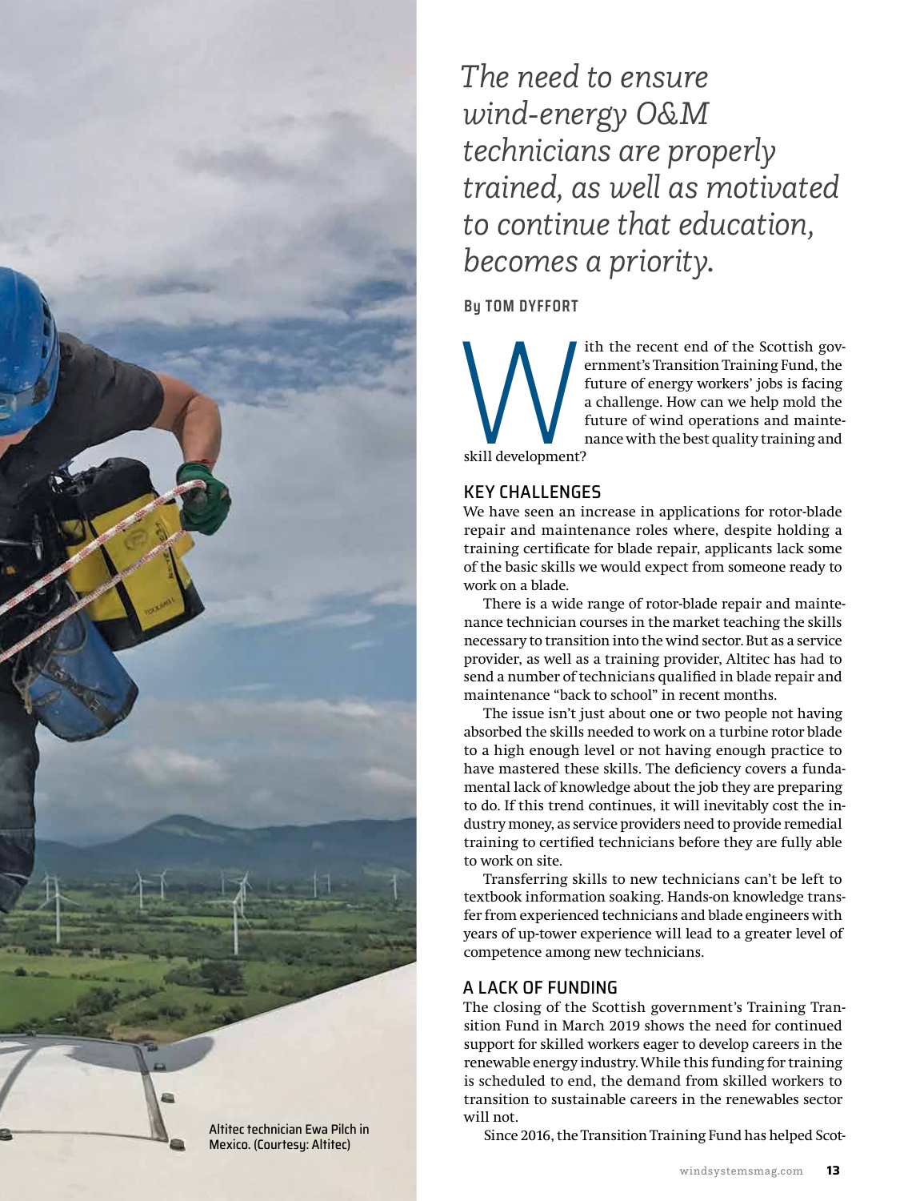*The need to ensure wind-energy O&M technicians are properly trained, as well as motivated to continue that education, becomes a priority.*

**By TOM DYFFORT**

With the recent end of the Scottish government's Transition Training Fund, the future of energy workers' jobs is facing a challenge. How can we help mold the future of wind operations and maintenance with the best quality training and skill development?

## KEY CHALLENGES

We have seen an increase in applications for rotor-blade repair and maintenance roles where, despite holding a training certificate for blade repair, applicants lack some of the basic skills we would expect from someone ready to work on a blade.

There is a wide range of rotor-blade repair and maintenance technician courses in the market teaching the skills necessary to transition into the wind sector. But as a service provider, as well as a training provider, Altitec has had to send a number of technicians qualified in blade repair and maintenance "back to school" in recent months.

The issue isn't just about one or two people not having absorbed the skills needed to work on a turbine rotor blade to a high enough level or not having enough practice to have mastered these skills. The deficiency covers a fundamental lack of knowledge about the job they are preparing to do. If this trend continues, it will inevitably cost the industry money, as service providers need to provide remedial training to certified technicians before they are fully able to work on site.

Transferring skills to new technicians can't be left to textbook information soaking. Hands-on knowledge transfer from experienced technicians and blade engineers with years of up-tower experience will lead to a greater level of competence among new technicians.

## A LACK OF FUNDING

The closing of the Scottish government's Training Transition Fund in March 2019 shows the need for continued support for skilled workers eager to develop careers in the renewable energy industry. While this funding for training is scheduled to end, the demand from skilled workers to transition to sustainable careers in the renewables sector will not.

Since 2016, the Transition Training Fund has helped Scot-

Altitec technician Ewa Pilch in Mexico. (Courtesy: Altitec)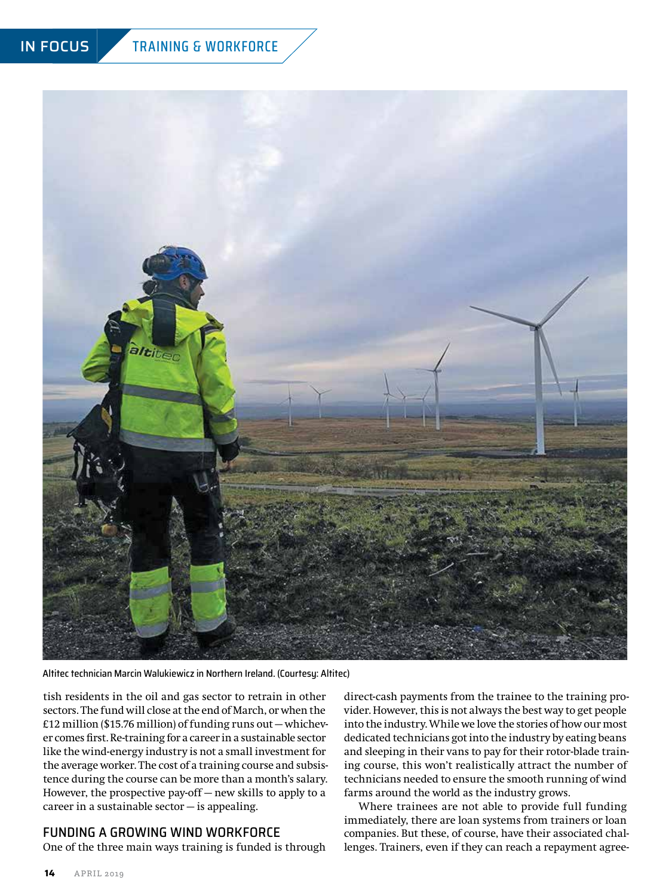Altitec technician Marcin Walukiewicz in Northern Ireland. (Courtesy: Altitec)

tish residents in the oil and gas sector to retrain in other sectors. The fund will close at the end of March, or when the £12 million ($15.76 million) of funding runs out — whichever comes first. Re-training for a career in a sustainable sector like the wind-energy industry is not a small investment for the average worker. The cost of a training course and subsistence during the course can be more than a month's salary. However, the prospective pay-off — new skills to apply to a career in a sustainable sector — is appealing.

## FUNDING A GROWING WIND WORKFORCE

One of the three main ways training is funded is through direct-cash payments from the trainee to the training provider. However, this is not always the best way to get people into the industry. While we love the stories of how our most dedicated technicians got into the industry by eating beans and sleeping in their vans to pay for their rotor-blade training course, this won't realistically attract the number of technicians needed to ensure the smooth running of wind farms around the world as the industry grows.

Where trainees are not able to provide full funding immediately, there are loan systems from trainers or loan companies. But these, of course, have their associated challenges. Trainers, even if they can reach a repayment agree-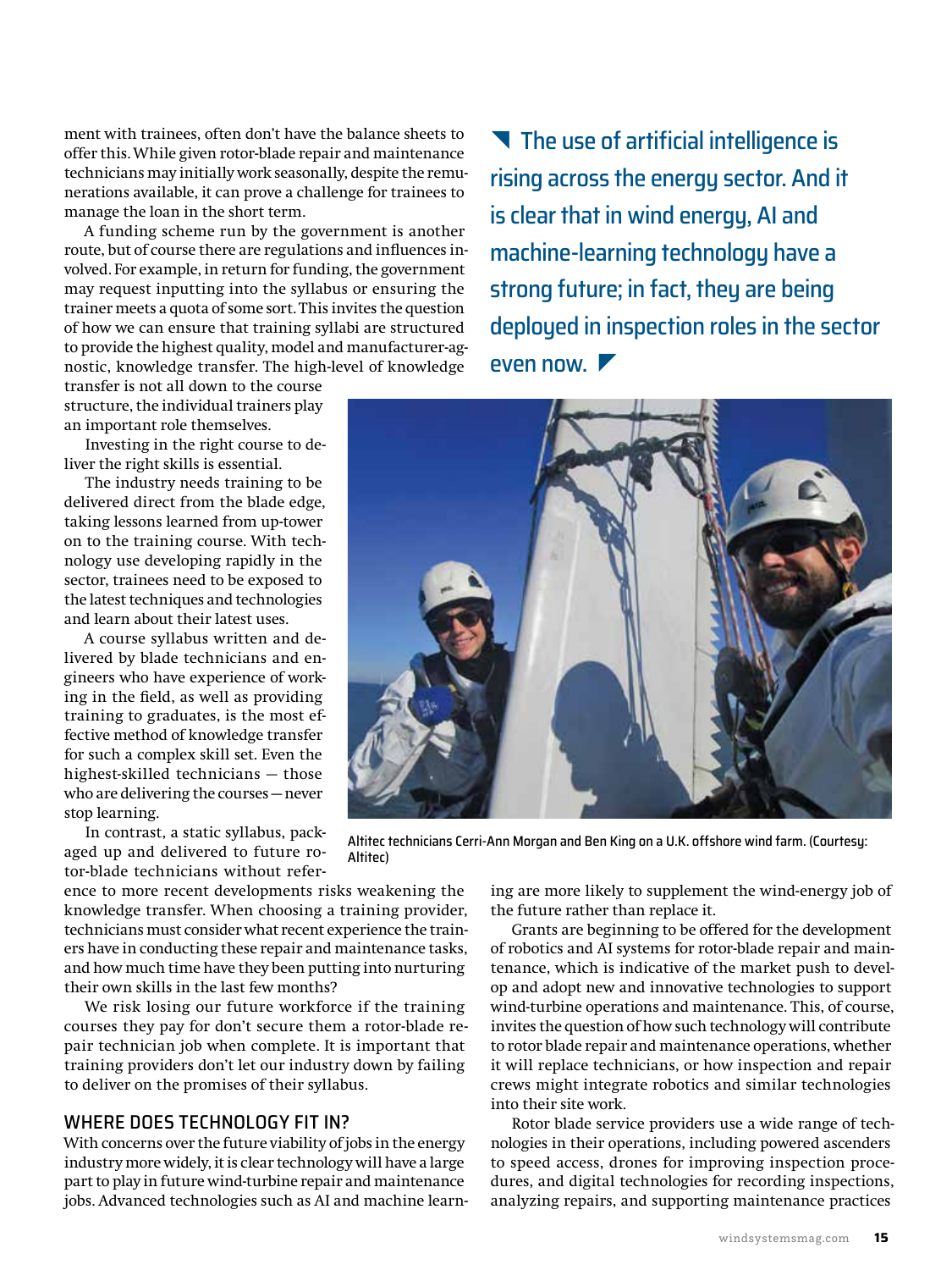ment with trainees, often don't have the balance sheets to offer this. While given rotor-blade repair and maintenance technicians may initially work seasonally, despite the remunerations available, it can prove a challenge for trainees to manage the loan in the short term.

A funding scheme run by the government is another route, but of course there are regulations and influences involved. For example, in return for funding, the government may request inputting into the syllabus or ensuring the trainer meets a quota of some sort. This invites the question of how we can ensure that training syllabi are structured to provide the highest quality, model and manufacturer-agnostic, knowledge transfer. The high-level of knowledge transfer is not all down to the course structure, the individual trainers play an important role themselves.

Investing in the right course to deliver the right skills is essential.

The industry needs training to be delivered direct from the blade edge, taking lessons learned from up-tower on to the training course. With technology use developing rapidly in the sector, trainees need to be exposed to the latest techniques and technologies and learn about their latest uses.

A course syllabus written and delivered by blade technicians and engineers who have experience of working in the field, as well as providing training to graduates, is the most effective method of knowledge transfer for such a complex skill set. Even the highest-skilled technicians — those who are delivering the courses — never stop learning.

In contrast, a static syllabus, packaged up and delivered to future rotor-blade technicians without reference to more recent developments risks weakening the knowledge transfer. When choosing a training provider, technicians must consider what recent experience the trainers have in conducting these repair and maintenance tasks, and how much time have they been putting into nurturing their own skills in the last few months?

We risk losing our future workforce if the training courses they pay for don't secure them a rotor-blade repair technician job when complete. It is important that training providers don't let our industry down by failing to deliver on the promises of their syllabus.

> The use of artificial intelligence is rising across the energy sector. And it is clear that in wind energy, AI and machine-learning technology have a strong future; in fact, they are being deployed in inspection roles in the sector even now.

Altitec technicians Cerri-Ann Morgan and Ben King on a U.K. offshore wind farm. (Courtesy: Altitec)

## WHERE DOES TECHNOLOGY FIT IN?

With concerns over the future viability of jobs in the energy industry more widely, it is clear technology will have a large part to play in future wind-turbine repair and maintenance jobs. Advanced technologies such as AI and machine learning are more likely to supplement the wind-energy job of the future rather than replace it.

Grants are beginning to be offered for the development of robotics and AI systems for rotor-blade repair and maintenance, which is indicative of the market push to develop and adopt new and innovative technologies to support wind-turbine operations and maintenance. This, of course, invites the question of how such technology will contribute to rotor blade repair and maintenance operations, whether it will replace technicians, or how inspection and repair crews might integrate robotics and similar technologies into their site work.

Rotor blade service providers use a wide range of technologies in their operations, including powered ascenders to speed access, drones for improving inspection procedures, and digital technologies for recording inspections, analyzing repairs, and supporting maintenance practices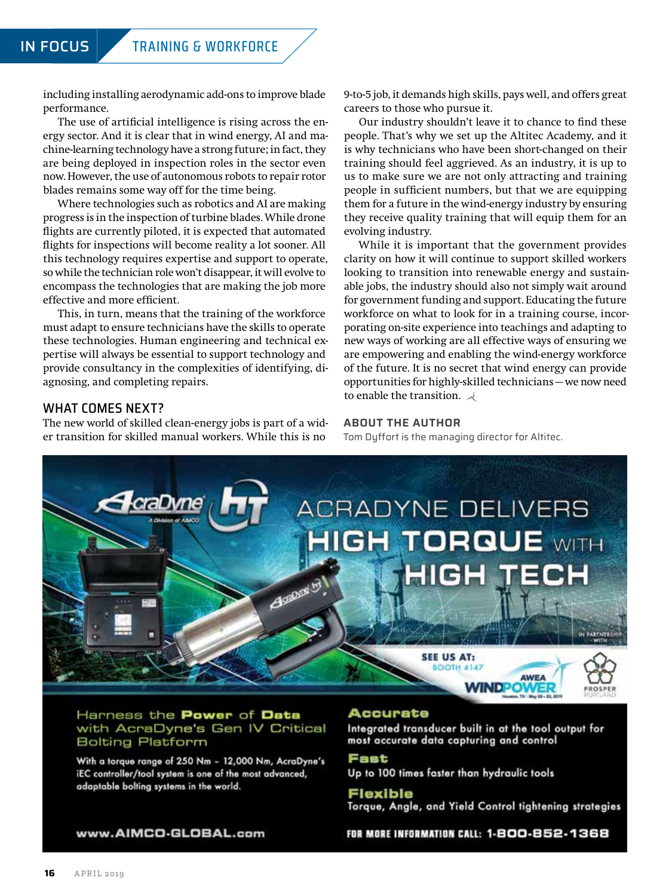including installing aerodynamic add-ons to improve blade performance.

The use of artificial intelligence is rising across the energy sector. And it is clear that in wind energy, AI and machine-learning technology have a strong future; in fact, they are being deployed in inspection roles in the sector even now. However, the use of autonomous robots to repair rotor blades remains some way off for the time being.

Where technologies such as robotics and AI are making progress is in the inspection of turbine blades. While drone flights are currently piloted, it is expected that automated flights for inspections will become reality a lot sooner. All this technology requires expertise and support to operate, so while the technician role won't disappear, it will evolve to encompass the technologies that are making the job more effective and more efficient.

This, in turn, means that the training of the workforce must adapt to ensure technicians have the skills to operate these technologies. Human engineering and technical expertise will always be essential to support technology and provide consultancy in the complexities of identifying, diagnosing, and completing repairs.

## WHAT COMES NEXT?

The new world of skilled clean-energy jobs is part of a wider transition for skilled manual workers. While this is no 9-to-5 job, it demands high skills, pays well, and offers great careers to those who pursue it.

Our industry shouldn't leave it to chance to find these people. That's why we set up the Altitec Academy, and it is why technicians who have been short-changed on their training should feel aggrieved. As an industry, it is up to us to make sure we are not only attracting and training people in sufficient numbers, but that we are equipping them for a future in the wind-energy industry by ensuring they receive quality training that will equip them for an evolving industry.

While it is important that the government provides clarity on how it will continue to support skilled workers looking to transition into renewable energy and sustainable jobs, the industry should also not simply wait around for government funding and support. Educating the future workforce on what to look for in a training course, incorporating on-site experience into teachings and adapting to new ways of working are all effective ways of ensuring we are empowering and enabling the wind-energy workforce of the future. It is no secret that wind energy can provide opportunities for highly-skilled technicians — we now need to enable the transition.

### ABOUT THE AUTHOR

Tom Dyffort is the managing director for Altitec.

ACRADYNE DELIVERS HIGH TORQUE WITH HIGH TECH

SEE US AT: BOOTH 4147 AWEA WINDPOWER Houston, TX • May 20–23, 2019

IN PARTNERSHIP WITH PROSPER PORTLAND

**Harness the Power of Data with AcraDyne's Gen IV Critical Bolting Platform**

With a torque range of 250 Nm – 12,000 Nm, AcraDyne's iEC controller/tool system is one of the most advanced, adaptable bolting systems in the world.

**Accurate**
Integrated transducer built in at the tool output for most accurate data capturing and control

**Fast**
Up to 100 times faster than hydraulic tools

**Flexible**
Torque, Angle, and Yield Control tightening strategies

www.AIMCO-GLOBAL.com

FOR MORE INFORMATION CALL: 1-800-852-1368